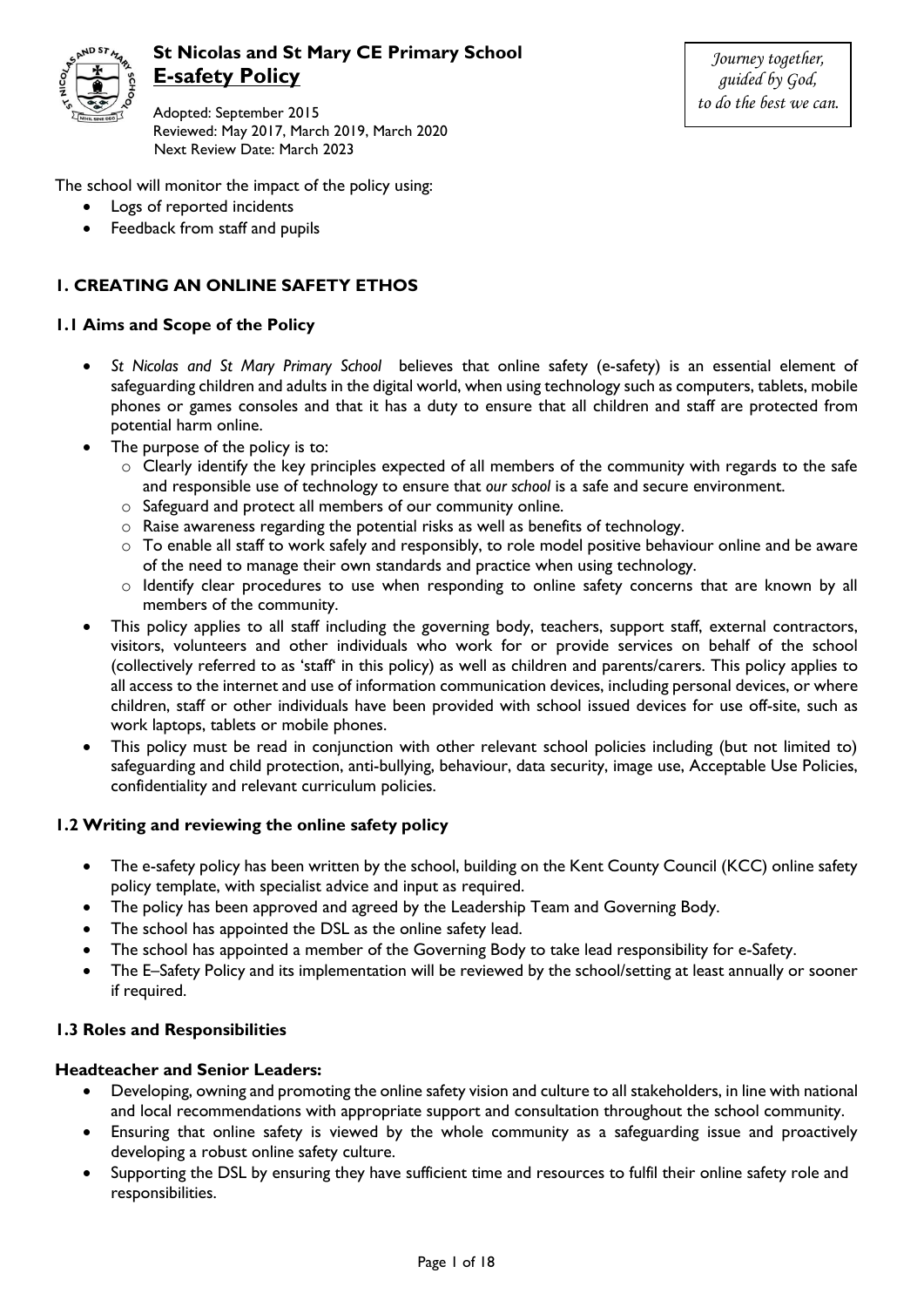# St Nicolas and St Mary CE Primary School

## **E-safety Policy**

Adopted: September 2015
Reviewed: May 2017, March 2019, March 2020
Next Review Date: March 2023

*Journey together, guided by God, to do the best we can.*

The school will monitor the impact of the policy using:

- Logs of reported incidents
- Feedback from staff and pupils

## 1. CREATING AN ONLINE SAFETY ETHOS

### 1.1 Aims and Scope of the Policy

- *St Nicolas and St Mary Primary School* believes that online safety (e-safety) is an essential element of safeguarding children and adults in the digital world, when using technology such as computers, tablets, mobile phones or games consoles and that it has a duty to ensure that all children and staff are protected from potential harm online.
- The purpose of the policy is to:
  - Clearly identify the key principles expected of all members of the community with regards to the safe and responsible use of technology to ensure that *our school* is a safe and secure environment.
  - Safeguard and protect all members of our community online.
  - Raise awareness regarding the potential risks as well as benefits of technology.
  - To enable all staff to work safely and responsibly, to role model positive behaviour online and be aware of the need to manage their own standards and practice when using technology.
  - Identify clear procedures to use when responding to online safety concerns that are known by all members of the community.
- This policy applies to all staff including the governing body, teachers, support staff, external contractors, visitors, volunteers and other individuals who work for or provide services on behalf of the school (collectively referred to as 'staff' in this policy) as well as children and parents/carers. This policy applies to all access to the internet and use of information communication devices, including personal devices, or where children, staff or other individuals have been provided with school issued devices for use off-site, such as work laptops, tablets or mobile phones.
- This policy must be read in conjunction with other relevant school policies including (but not limited to) safeguarding and child protection, anti-bullying, behaviour, data security, image use, Acceptable Use Policies, confidentiality and relevant curriculum policies.

### 1.2 Writing and reviewing the online safety policy

- The e-safety policy has been written by the school, building on the Kent County Council (KCC) online safety policy template, with specialist advice and input as required.
- The policy has been approved and agreed by the Leadership Team and Governing Body.
- The school has appointed the DSL as the online safety lead.
- The school has appointed a member of the Governing Body to take lead responsibility for e-Safety.
- The E–Safety Policy and its implementation will be reviewed by the school/setting at least annually or sooner if required.

### 1.3 Roles and Responsibilities

**Headteacher and Senior Leaders:**

- Developing, owning and promoting the online safety vision and culture to all stakeholders, in line with national and local recommendations with appropriate support and consultation throughout the school community.
- Ensuring that online safety is viewed by the whole community as a safeguarding issue and proactively developing a robust online safety culture.
- Supporting the DSL by ensuring they have sufficient time and resources to fulfil their online safety role and responsibilities.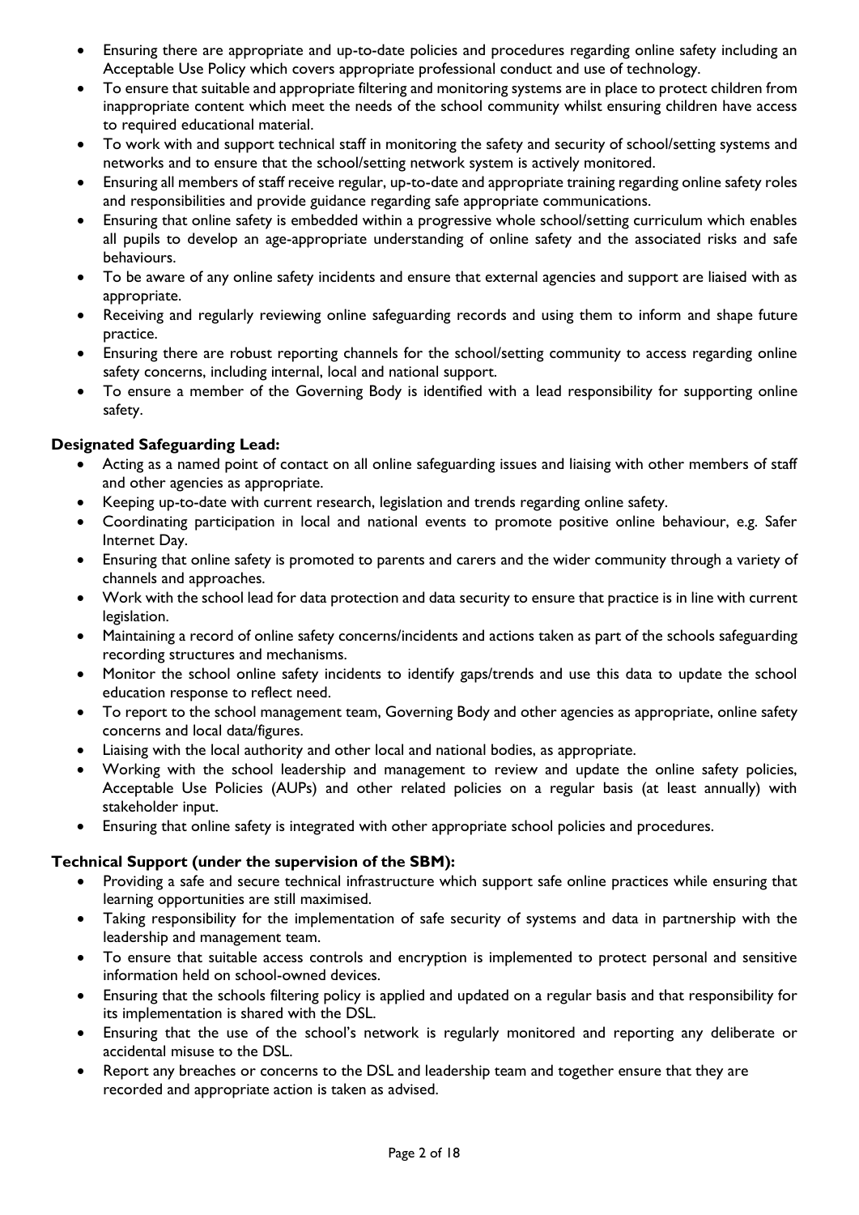- Ensuring there are appropriate and up-to-date policies and procedures regarding online safety including an Acceptable Use Policy which covers appropriate professional conduct and use of technology.
- To ensure that suitable and appropriate filtering and monitoring systems are in place to protect children from inappropriate content which meet the needs of the school community whilst ensuring children have access to required educational material.
- To work with and support technical staff in monitoring the safety and security of school/setting systems and networks and to ensure that the school/setting network system is actively monitored.
- Ensuring all members of staff receive regular, up-to-date and appropriate training regarding online safety roles and responsibilities and provide guidance regarding safe appropriate communications.
- Ensuring that online safety is embedded within a progressive whole school/setting curriculum which enables all pupils to develop an age-appropriate understanding of online safety and the associated risks and safe behaviours.
- To be aware of any online safety incidents and ensure that external agencies and support are liaised with as appropriate.
- Receiving and regularly reviewing online safeguarding records and using them to inform and shape future practice.
- Ensuring there are robust reporting channels for the school/setting community to access regarding online safety concerns, including internal, local and national support.
- To ensure a member of the Governing Body is identified with a lead responsibility for supporting online safety.

**Designated Safeguarding Lead:**

- Acting as a named point of contact on all online safeguarding issues and liaising with other members of staff and other agencies as appropriate.
- Keeping up-to-date with current research, legislation and trends regarding online safety.
- Coordinating participation in local and national events to promote positive online behaviour, e.g. Safer Internet Day.
- Ensuring that online safety is promoted to parents and carers and the wider community through a variety of channels and approaches.
- Work with the school lead for data protection and data security to ensure that practice is in line with current legislation.
- Maintaining a record of online safety concerns/incidents and actions taken as part of the schools safeguarding recording structures and mechanisms.
- Monitor the school online safety incidents to identify gaps/trends and use this data to update the school education response to reflect need.
- To report to the school management team, Governing Body and other agencies as appropriate, online safety concerns and local data/figures.
- Liaising with the local authority and other local and national bodies, as appropriate.
- Working with the school leadership and management to review and update the online safety policies, Acceptable Use Policies (AUPs) and other related policies on a regular basis (at least annually) with stakeholder input.
- Ensuring that online safety is integrated with other appropriate school policies and procedures.

**Technical Support (under the supervision of the SBM):**

- Providing a safe and secure technical infrastructure which support safe online practices while ensuring that learning opportunities are still maximised.
- Taking responsibility for the implementation of safe security of systems and data in partnership with the leadership and management team.
- To ensure that suitable access controls and encryption is implemented to protect personal and sensitive information held on school-owned devices.
- Ensuring that the schools filtering policy is applied and updated on a regular basis and that responsibility for its implementation is shared with the DSL.
- Ensuring that the use of the school's network is regularly monitored and reporting any deliberate or accidental misuse to the DSL.
- Report any breaches or concerns to the DSL and leadership team and together ensure that they are recorded and appropriate action is taken as advised.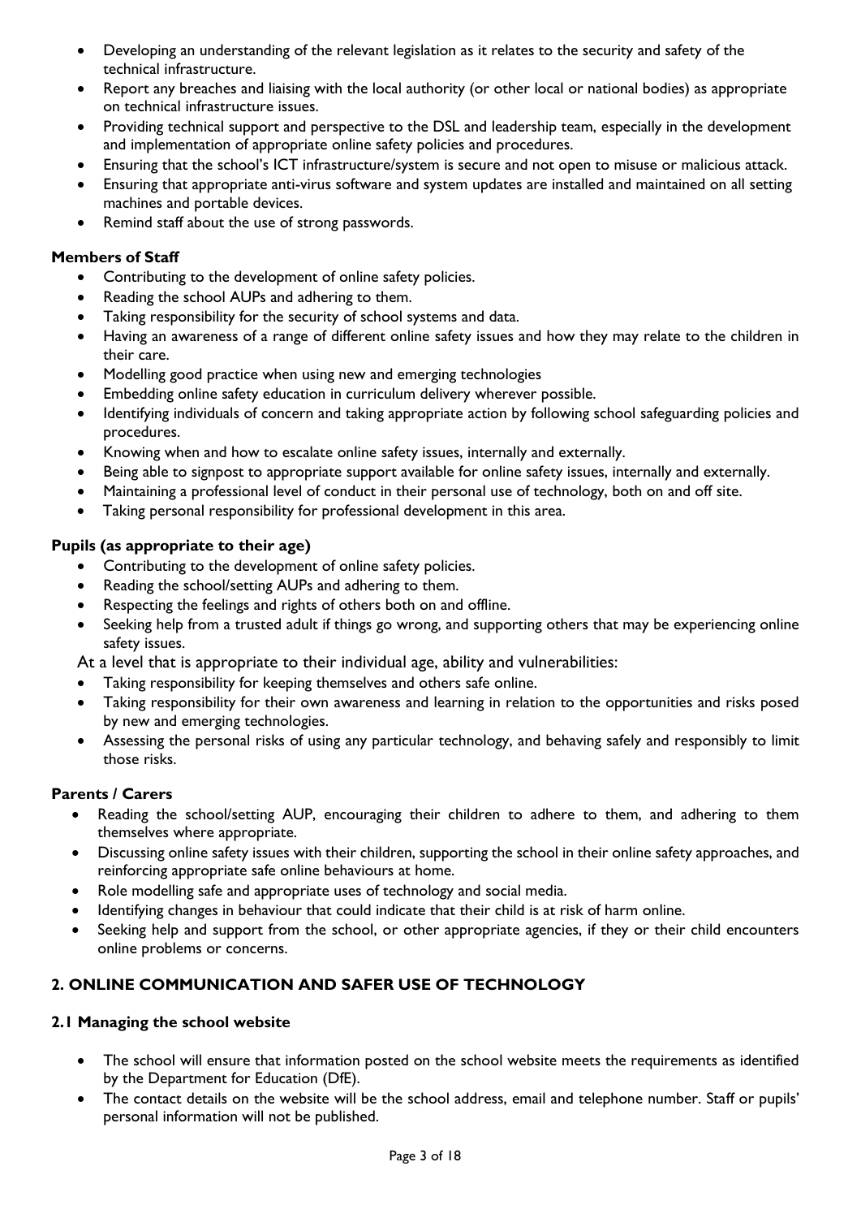- Developing an understanding of the relevant legislation as it relates to the security and safety of the technical infrastructure.
- Report any breaches and liaising with the local authority (or other local or national bodies) as appropriate on technical infrastructure issues.
- Providing technical support and perspective to the DSL and leadership team, especially in the development and implementation of appropriate online safety policies and procedures.
- Ensuring that the school's ICT infrastructure/system is secure and not open to misuse or malicious attack.
- Ensuring that appropriate anti-virus software and system updates are installed and maintained on all setting machines and portable devices.
- Remind staff about the use of strong passwords.

**Members of Staff**

- Contributing to the development of online safety policies.
- Reading the school AUPs and adhering to them.
- Taking responsibility for the security of school systems and data.
- Having an awareness of a range of different online safety issues and how they may relate to the children in their care.
- Modelling good practice when using new and emerging technologies
- Embedding online safety education in curriculum delivery wherever possible.
- Identifying individuals of concern and taking appropriate action by following school safeguarding policies and procedures.
- Knowing when and how to escalate online safety issues, internally and externally.
- Being able to signpost to appropriate support available for online safety issues, internally and externally.
- Maintaining a professional level of conduct in their personal use of technology, both on and off site.
- Taking personal responsibility for professional development in this area.

**Pupils (as appropriate to their age)**

- Contributing to the development of online safety policies.
- Reading the school/setting AUPs and adhering to them.
- Respecting the feelings and rights of others both on and offline.
- Seeking help from a trusted adult if things go wrong, and supporting others that may be experiencing online safety issues.

At a level that is appropriate to their individual age, ability and vulnerabilities:

- Taking responsibility for keeping themselves and others safe online.
- Taking responsibility for their own awareness and learning in relation to the opportunities and risks posed by new and emerging technologies.
- Assessing the personal risks of using any particular technology, and behaving safely and responsibly to limit those risks.

**Parents / Carers**

- Reading the school/setting AUP, encouraging their children to adhere to them, and adhering to them themselves where appropriate.
- Discussing online safety issues with their children, supporting the school in their online safety approaches, and reinforcing appropriate safe online behaviours at home.
- Role modelling safe and appropriate uses of technology and social media.
- Identifying changes in behaviour that could indicate that their child is at risk of harm online.
- Seeking help and support from the school, or other appropriate agencies, if they or their child encounters online problems or concerns.

## 2. ONLINE COMMUNICATION AND SAFER USE OF TECHNOLOGY

### 2.1 Managing the school website

- The school will ensure that information posted on the school website meets the requirements as identified by the Department for Education (DfE).
- The contact details on the website will be the school address, email and telephone number. Staff or pupils' personal information will not be published.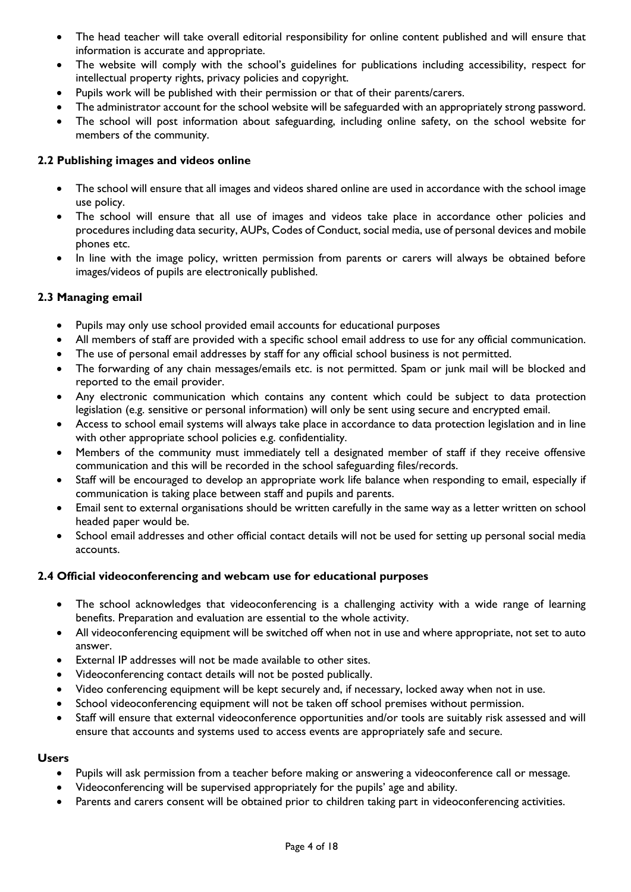- The head teacher will take overall editorial responsibility for online content published and will ensure that information is accurate and appropriate.
- The website will comply with the school's guidelines for publications including accessibility, respect for intellectual property rights, privacy policies and copyright.
- Pupils work will be published with their permission or that of their parents/carers.
- The administrator account for the school website will be safeguarded with an appropriately strong password.
- The school will post information about safeguarding, including online safety, on the school website for members of the community.

**2.2 Publishing images and videos online**

- The school will ensure that all images and videos shared online are used in accordance with the school image use policy.
- The school will ensure that all use of images and videos take place in accordance other policies and procedures including data security, AUPs, Codes of Conduct, social media, use of personal devices and mobile phones etc.
- In line with the image policy, written permission from parents or carers will always be obtained before images/videos of pupils are electronically published.

**2.3 Managing email**

- Pupils may only use school provided email accounts for educational purposes
- All members of staff are provided with a specific school email address to use for any official communication.
- The use of personal email addresses by staff for any official school business is not permitted.
- The forwarding of any chain messages/emails etc. is not permitted. Spam or junk mail will be blocked and reported to the email provider.
- Any electronic communication which contains any content which could be subject to data protection legislation (e.g. sensitive or personal information) will only be sent using secure and encrypted email.
- Access to school email systems will always take place in accordance to data protection legislation and in line with other appropriate school policies e.g. confidentiality.
- Members of the community must immediately tell a designated member of staff if they receive offensive communication and this will be recorded in the school safeguarding files/records.
- Staff will be encouraged to develop an appropriate work life balance when responding to email, especially if communication is taking place between staff and pupils and parents.
- Email sent to external organisations should be written carefully in the same way as a letter written on school headed paper would be.
- School email addresses and other official contact details will not be used for setting up personal social media accounts.

**2.4 Official videoconferencing and webcam use for educational purposes**

- The school acknowledges that videoconferencing is a challenging activity with a wide range of learning benefits. Preparation and evaluation are essential to the whole activity.
- All videoconferencing equipment will be switched off when not in use and where appropriate, not set to auto answer.
- External IP addresses will not be made available to other sites.
- Videoconferencing contact details will not be posted publically.
- Video conferencing equipment will be kept securely and, if necessary, locked away when not in use.
- School videoconferencing equipment will not be taken off school premises without permission.
- Staff will ensure that external videoconference opportunities and/or tools are suitably risk assessed and will ensure that accounts and systems used to access events are appropriately safe and secure.

**Users**

- Pupils will ask permission from a teacher before making or answering a videoconference call or message.
- Videoconferencing will be supervised appropriately for the pupils' age and ability.
- Parents and carers consent will be obtained prior to children taking part in videoconferencing activities.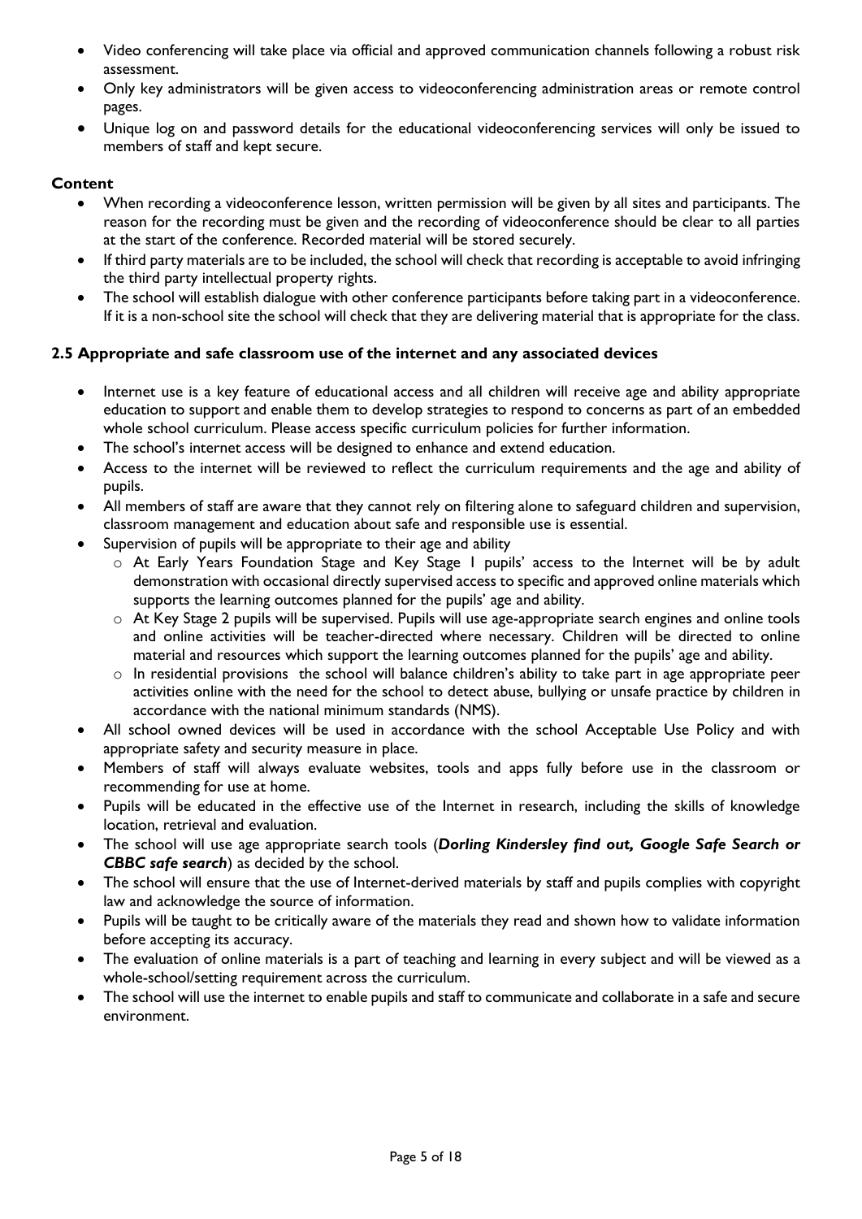- Video conferencing will take place via official and approved communication channels following a robust risk assessment.
- Only key administrators will be given access to videoconferencing administration areas or remote control pages.
- Unique log on and password details for the educational videoconferencing services will only be issued to members of staff and kept secure.

**Content**

- When recording a videoconference lesson, written permission will be given by all sites and participants. The reason for the recording must be given and the recording of videoconference should be clear to all parties at the start of the conference. Recorded material will be stored securely.
- If third party materials are to be included, the school will check that recording is acceptable to avoid infringing the third party intellectual property rights.
- The school will establish dialogue with other conference participants before taking part in a videoconference. If it is a non-school site the school will check that they are delivering material that is appropriate for the class.

### 2.5 Appropriate and safe classroom use of the internet and any associated devices

- Internet use is a key feature of educational access and all children will receive age and ability appropriate education to support and enable them to develop strategies to respond to concerns as part of an embedded whole school curriculum. Please access specific curriculum policies for further information.
- The school's internet access will be designed to enhance and extend education.
- Access to the internet will be reviewed to reflect the curriculum requirements and the age and ability of pupils.
- All members of staff are aware that they cannot rely on filtering alone to safeguard children and supervision, classroom management and education about safe and responsible use is essential.
- Supervision of pupils will be appropriate to their age and ability
  - At Early Years Foundation Stage and Key Stage 1 pupils' access to the Internet will be by adult demonstration with occasional directly supervised access to specific and approved online materials which supports the learning outcomes planned for the pupils' age and ability.
  - At Key Stage 2 pupils will be supervised. Pupils will use age-appropriate search engines and online tools and online activities will be teacher-directed where necessary. Children will be directed to online material and resources which support the learning outcomes planned for the pupils' age and ability.
  - In residential provisions the school will balance children's ability to take part in age appropriate peer activities online with the need for the school to detect abuse, bullying or unsafe practice by children in accordance with the national minimum standards (NMS).
- All school owned devices will be used in accordance with the school Acceptable Use Policy and with appropriate safety and security measure in place.
- Members of staff will always evaluate websites, tools and apps fully before use in the classroom or recommending for use at home.
- Pupils will be educated in the effective use of the Internet in research, including the skills of knowledge location, retrieval and evaluation.
- The school will use age appropriate search tools (***Dorling Kindersley find out, Google Safe Search or CBBC safe search***) as decided by the school.
- The school will ensure that the use of Internet-derived materials by staff and pupils complies with copyright law and acknowledge the source of information.
- Pupils will be taught to be critically aware of the materials they read and shown how to validate information before accepting its accuracy.
- The evaluation of online materials is a part of teaching and learning in every subject and will be viewed as a whole-school/setting requirement across the curriculum.
- The school will use the internet to enable pupils and staff to communicate and collaborate in a safe and secure environment.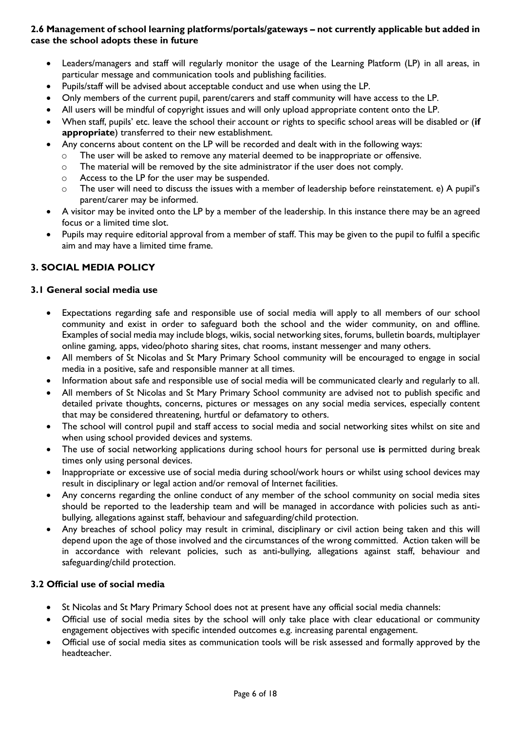### 2.6 Management of school learning platforms/portals/gateways – not currently applicable but added in case the school adopts these in future

- Leaders/managers and staff will regularly monitor the usage of the Learning Platform (LP) in all areas, in particular message and communication tools and publishing facilities.
- Pupils/staff will be advised about acceptable conduct and use when using the LP.
- Only members of the current pupil, parent/carers and staff community will have access to the LP.
- All users will be mindful of copyright issues and will only upload appropriate content onto the LP.
- When staff, pupils' etc. leave the school their account or rights to specific school areas will be disabled or (**if appropriate**) transferred to their new establishment.
- Any concerns about content on the LP will be recorded and dealt with in the following ways:
  - The user will be asked to remove any material deemed to be inappropriate or offensive.
  - The material will be removed by the site administrator if the user does not comply.
  - Access to the LP for the user may be suspended.
  - The user will need to discuss the issues with a member of leadership before reinstatement. e) A pupil's parent/carer may be informed.
- A visitor may be invited onto the LP by a member of the leadership. In this instance there may be an agreed focus or a limited time slot.
- Pupils may require editorial approval from a member of staff. This may be given to the pupil to fulfil a specific aim and may have a limited time frame.

## 3. SOCIAL MEDIA POLICY

### 3.1 General social media use

- Expectations regarding safe and responsible use of social media will apply to all members of our school community and exist in order to safeguard both the school and the wider community, on and offline. Examples of social media may include blogs, wikis, social networking sites, forums, bulletin boards, multiplayer online gaming, apps, video/photo sharing sites, chat rooms, instant messenger and many others.
- All members of St Nicolas and St Mary Primary School community will be encouraged to engage in social media in a positive, safe and responsible manner at all times.
- Information about safe and responsible use of social media will be communicated clearly and regularly to all.
- All members of St Nicolas and St Mary Primary School community are advised not to publish specific and detailed private thoughts, concerns, pictures or messages on any social media services, especially content that may be considered threatening, hurtful or defamatory to others.
- The school will control pupil and staff access to social media and social networking sites whilst on site and when using school provided devices and systems.
- The use of social networking applications during school hours for personal use **is** permitted during break times only using personal devices.
- Inappropriate or excessive use of social media during school/work hours or whilst using school devices may result in disciplinary or legal action and/or removal of Internet facilities.
- Any concerns regarding the online conduct of any member of the school community on social media sites should be reported to the leadership team and will be managed in accordance with policies such as anti-bullying, allegations against staff, behaviour and safeguarding/child protection.
- Any breaches of school policy may result in criminal, disciplinary or civil action being taken and this will depend upon the age of those involved and the circumstances of the wrong committed. Action taken will be in accordance with relevant policies, such as anti-bullying, allegations against staff, behaviour and safeguarding/child protection.

### 3.2 Official use of social media

- St Nicolas and St Mary Primary School does not at present have any official social media channels:
- Official use of social media sites by the school will only take place with clear educational or community engagement objectives with specific intended outcomes e.g. increasing parental engagement.
- Official use of social media sites as communication tools will be risk assessed and formally approved by the headteacher.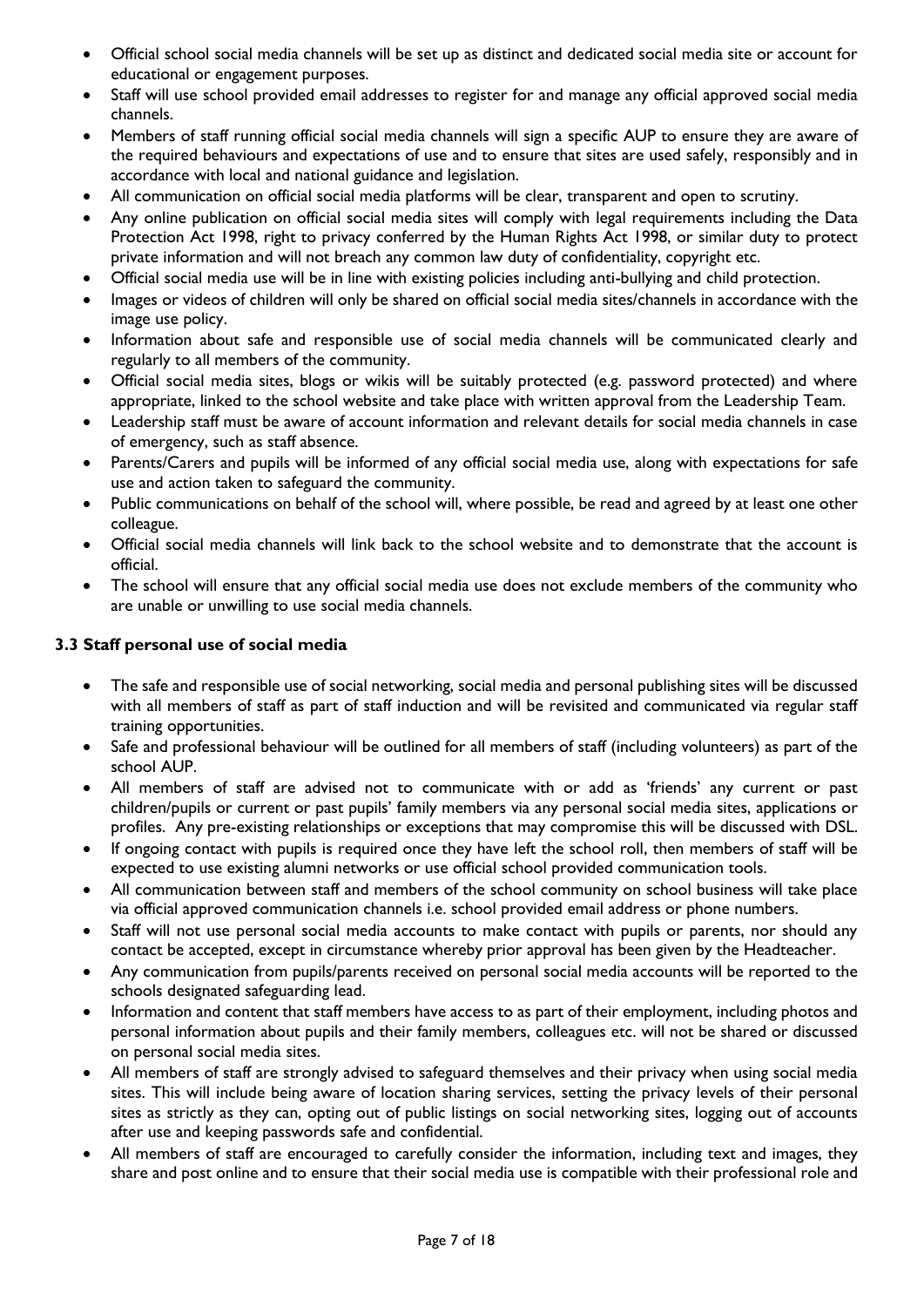- Official school social media channels will be set up as distinct and dedicated social media site or account for educational or engagement purposes.
- Staff will use school provided email addresses to register for and manage any official approved social media channels.
- Members of staff running official social media channels will sign a specific AUP to ensure they are aware of the required behaviours and expectations of use and to ensure that sites are used safely, responsibly and in accordance with local and national guidance and legislation.
- All communication on official social media platforms will be clear, transparent and open to scrutiny.
- Any online publication on official social media sites will comply with legal requirements including the Data Protection Act 1998, right to privacy conferred by the Human Rights Act 1998, or similar duty to protect private information and will not breach any common law duty of confidentiality, copyright etc.
- Official social media use will be in line with existing policies including anti-bullying and child protection.
- Images or videos of children will only be shared on official social media sites/channels in accordance with the image use policy.
- Information about safe and responsible use of social media channels will be communicated clearly and regularly to all members of the community.
- Official social media sites, blogs or wikis will be suitably protected (e.g. password protected) and where appropriate, linked to the school website and take place with written approval from the Leadership Team.
- Leadership staff must be aware of account information and relevant details for social media channels in case of emergency, such as staff absence.
- Parents/Carers and pupils will be informed of any official social media use, along with expectations for safe use and action taken to safeguard the community.
- Public communications on behalf of the school will, where possible, be read and agreed by at least one other colleague.
- Official social media channels will link back to the school website and to demonstrate that the account is official.
- The school will ensure that any official social media use does not exclude members of the community who are unable or unwilling to use social media channels.

### 3.3 Staff personal use of social media

- The safe and responsible use of social networking, social media and personal publishing sites will be discussed with all members of staff as part of staff induction and will be revisited and communicated via regular staff training opportunities.
- Safe and professional behaviour will be outlined for all members of staff (including volunteers) as part of the school AUP.
- All members of staff are advised not to communicate with or add as 'friends' any current or past children/pupils or current or past pupils' family members via any personal social media sites, applications or profiles. Any pre-existing relationships or exceptions that may compromise this will be discussed with DSL.
- If ongoing contact with pupils is required once they have left the school roll, then members of staff will be expected to use existing alumni networks or use official school provided communication tools.
- All communication between staff and members of the school community on school business will take place via official approved communication channels i.e. school provided email address or phone numbers.
- Staff will not use personal social media accounts to make contact with pupils or parents, nor should any contact be accepted, except in circumstance whereby prior approval has been given by the Headteacher.
- Any communication from pupils/parents received on personal social media accounts will be reported to the schools designated safeguarding lead.
- Information and content that staff members have access to as part of their employment, including photos and personal information about pupils and their family members, colleagues etc. will not be shared or discussed on personal social media sites.
- All members of staff are strongly advised to safeguard themselves and their privacy when using social media sites. This will include being aware of location sharing services, setting the privacy levels of their personal sites as strictly as they can, opting out of public listings on social networking sites, logging out of accounts after use and keeping passwords safe and confidential.
- All members of staff are encouraged to carefully consider the information, including text and images, they share and post online and to ensure that their social media use is compatible with their professional role and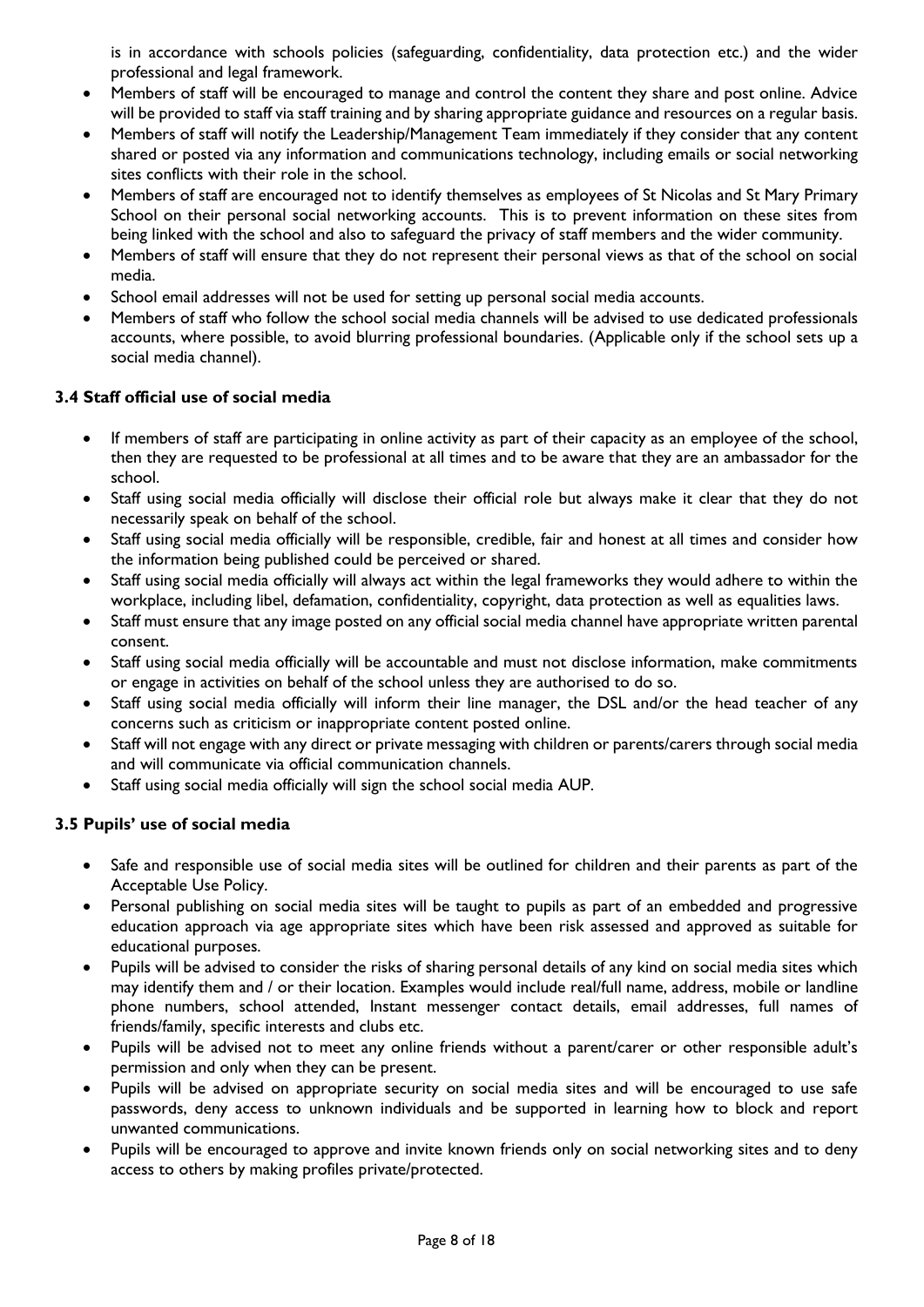is in accordance with schools policies (safeguarding, confidentiality, data protection etc.) and the wider professional and legal framework.

- Members of staff will be encouraged to manage and control the content they share and post online. Advice will be provided to staff via staff training and by sharing appropriate guidance and resources on a regular basis.
- Members of staff will notify the Leadership/Management Team immediately if they consider that any content shared or posted via any information and communications technology, including emails or social networking sites conflicts with their role in the school.
- Members of staff are encouraged not to identify themselves as employees of St Nicolas and St Mary Primary School on their personal social networking accounts. This is to prevent information on these sites from being linked with the school and also to safeguard the privacy of staff members and the wider community.
- Members of staff will ensure that they do not represent their personal views as that of the school on social media.
- School email addresses will not be used for setting up personal social media accounts.
- Members of staff who follow the school social media channels will be advised to use dedicated professionals accounts, where possible, to avoid blurring professional boundaries. (Applicable only if the school sets up a social media channel).

### 3.4 Staff official use of social media

- If members of staff are participating in online activity as part of their capacity as an employee of the school, then they are requested to be professional at all times and to be aware that they are an ambassador for the school.
- Staff using social media officially will disclose their official role but always make it clear that they do not necessarily speak on behalf of the school.
- Staff using social media officially will be responsible, credible, fair and honest at all times and consider how the information being published could be perceived or shared.
- Staff using social media officially will always act within the legal frameworks they would adhere to within the workplace, including libel, defamation, confidentiality, copyright, data protection as well as equalities laws.
- Staff must ensure that any image posted on any official social media channel have appropriate written parental consent.
- Staff using social media officially will be accountable and must not disclose information, make commitments or engage in activities on behalf of the school unless they are authorised to do so.
- Staff using social media officially will inform their line manager, the DSL and/or the head teacher of any concerns such as criticism or inappropriate content posted online.
- Staff will not engage with any direct or private messaging with children or parents/carers through social media and will communicate via official communication channels.
- Staff using social media officially will sign the school social media AUP.

### 3.5 Pupils' use of social media

- Safe and responsible use of social media sites will be outlined for children and their parents as part of the Acceptable Use Policy.
- Personal publishing on social media sites will be taught to pupils as part of an embedded and progressive education approach via age appropriate sites which have been risk assessed and approved as suitable for educational purposes.
- Pupils will be advised to consider the risks of sharing personal details of any kind on social media sites which may identify them and / or their location. Examples would include real/full name, address, mobile or landline phone numbers, school attended, Instant messenger contact details, email addresses, full names of friends/family, specific interests and clubs etc.
- Pupils will be advised not to meet any online friends without a parent/carer or other responsible adult's permission and only when they can be present.
- Pupils will be advised on appropriate security on social media sites and will be encouraged to use safe passwords, deny access to unknown individuals and be supported in learning how to block and report unwanted communications.
- Pupils will be encouraged to approve and invite known friends only on social networking sites and to deny access to others by making profiles private/protected.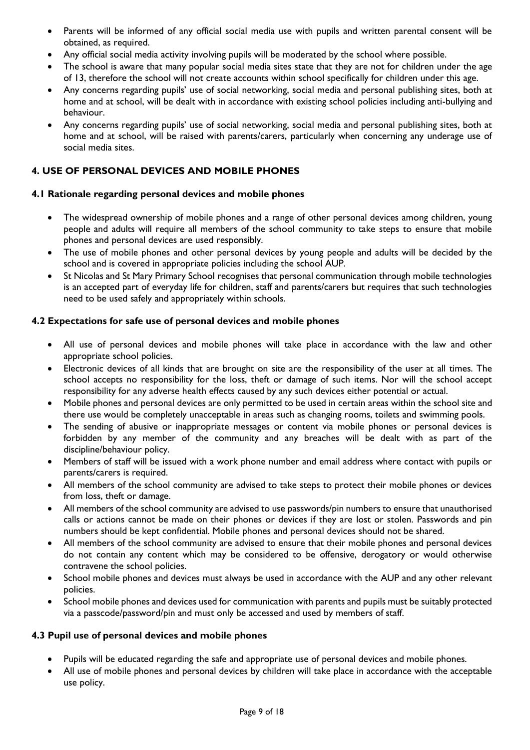- Parents will be informed of any official social media use with pupils and written parental consent will be obtained, as required.
- Any official social media activity involving pupils will be moderated by the school where possible.
- The school is aware that many popular social media sites state that they are not for children under the age of 13, therefore the school will not create accounts within school specifically for children under this age.
- Any concerns regarding pupils' use of social networking, social media and personal publishing sites, both at home and at school, will be dealt with in accordance with existing school policies including anti-bullying and behaviour.
- Any concerns regarding pupils' use of social networking, social media and personal publishing sites, both at home and at school, will be raised with parents/carers, particularly when concerning any underage use of social media sites.

## 4. USE OF PERSONAL DEVICES AND MOBILE PHONES

### 4.1 Rationale regarding personal devices and mobile phones

- The widespread ownership of mobile phones and a range of other personal devices among children, young people and adults will require all members of the school community to take steps to ensure that mobile phones and personal devices are used responsibly.
- The use of mobile phones and other personal devices by young people and adults will be decided by the school and is covered in appropriate policies including the school AUP.
- St Nicolas and St Mary Primary School recognises that personal communication through mobile technologies is an accepted part of everyday life for children, staff and parents/carers but requires that such technologies need to be used safely and appropriately within schools.

### 4.2 Expectations for safe use of personal devices and mobile phones

- All use of personal devices and mobile phones will take place in accordance with the law and other appropriate school policies.
- Electronic devices of all kinds that are brought on site are the responsibility of the user at all times. The school accepts no responsibility for the loss, theft or damage of such items. Nor will the school accept responsibility for any adverse health effects caused by any such devices either potential or actual.
- Mobile phones and personal devices are only permitted to be used in certain areas within the school site and there use would be completely unacceptable in areas such as changing rooms, toilets and swimming pools.
- The sending of abusive or inappropriate messages or content via mobile phones or personal devices is forbidden by any member of the community and any breaches will be dealt with as part of the discipline/behaviour policy.
- Members of staff will be issued with a work phone number and email address where contact with pupils or parents/carers is required.
- All members of the school community are advised to take steps to protect their mobile phones or devices from loss, theft or damage.
- All members of the school community are advised to use passwords/pin numbers to ensure that unauthorised calls or actions cannot be made on their phones or devices if they are lost or stolen. Passwords and pin numbers should be kept confidential. Mobile phones and personal devices should not be shared.
- All members of the school community are advised to ensure that their mobile phones and personal devices do not contain any content which may be considered to be offensive, derogatory or would otherwise contravene the school policies.
- School mobile phones and devices must always be used in accordance with the AUP and any other relevant policies.
- School mobile phones and devices used for communication with parents and pupils must be suitably protected via a passcode/password/pin and must only be accessed and used by members of staff.

### 4.3 Pupil use of personal devices and mobile phones

- Pupils will be educated regarding the safe and appropriate use of personal devices and mobile phones.
- All use of mobile phones and personal devices by children will take place in accordance with the acceptable use policy.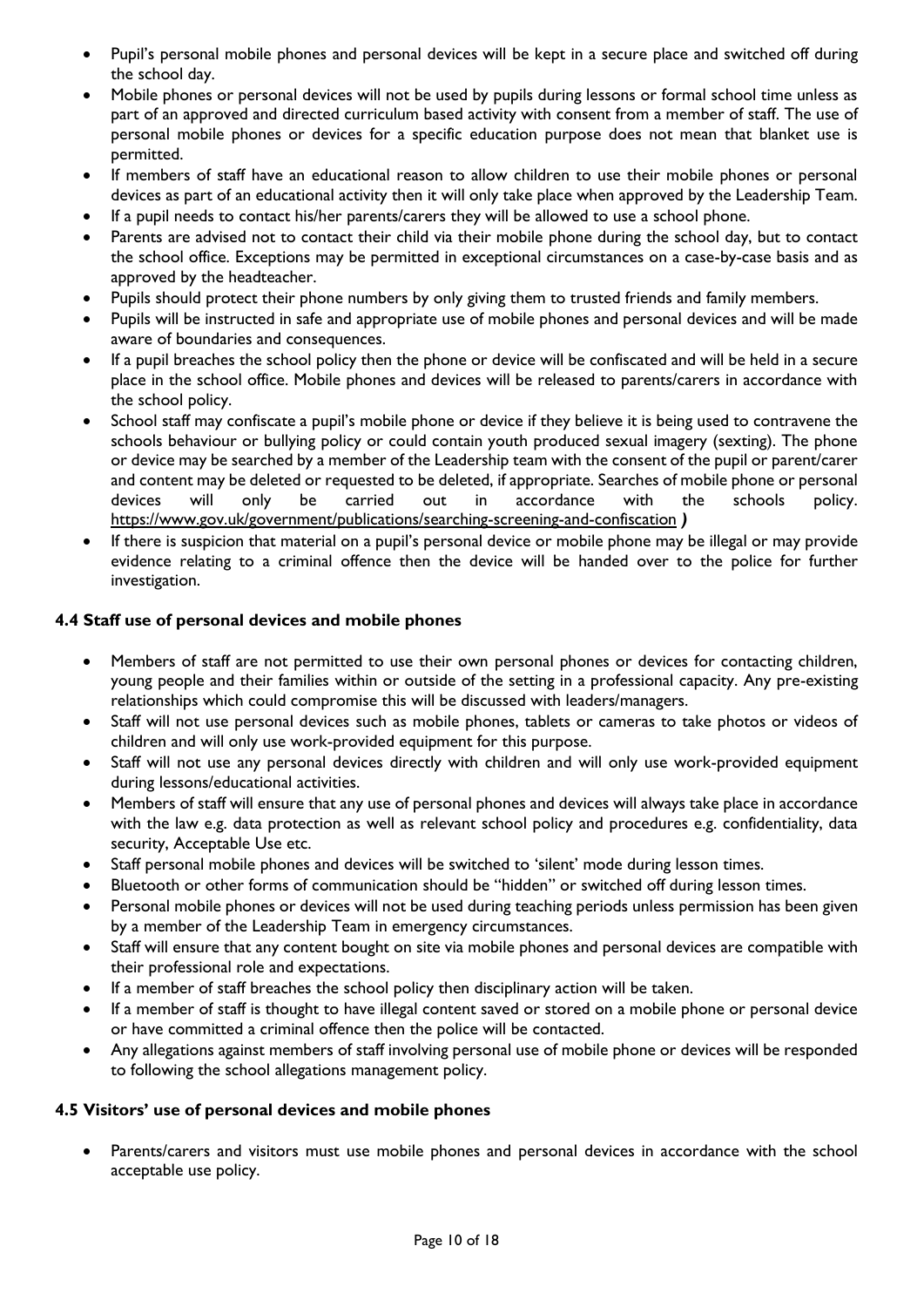- Pupil's personal mobile phones and personal devices will be kept in a secure place and switched off during the school day.
- Mobile phones or personal devices will not be used by pupils during lessons or formal school time unless as part of an approved and directed curriculum based activity with consent from a member of staff. The use of personal mobile phones or devices for a specific education purpose does not mean that blanket use is permitted.
- If members of staff have an educational reason to allow children to use their mobile phones or personal devices as part of an educational activity then it will only take place when approved by the Leadership Team.
- If a pupil needs to contact his/her parents/carers they will be allowed to use a school phone.
- Parents are advised not to contact their child via their mobile phone during the school day, but to contact the school office. Exceptions may be permitted in exceptional circumstances on a case-by-case basis and as approved by the headteacher.
- Pupils should protect their phone numbers by only giving them to trusted friends and family members.
- Pupils will be instructed in safe and appropriate use of mobile phones and personal devices and will be made aware of boundaries and consequences.
- If a pupil breaches the school policy then the phone or device will be confiscated and will be held in a secure place in the school office. Mobile phones and devices will be released to parents/carers in accordance with the school policy.
- School staff may confiscate a pupil's mobile phone or device if they believe it is being used to contravene the schools behaviour or bullying policy or could contain youth produced sexual imagery (sexting). The phone or device may be searched by a member of the Leadership team with the consent of the pupil or parent/carer and content may be deleted or requested to be deleted, if appropriate. Searches of mobile phone or personal devices will only be carried out in accordance with the schools policy. https://www.gov.uk/government/publications/searching-screening-and-confiscation ***)***
- If there is suspicion that material on a pupil's personal device or mobile phone may be illegal or may provide evidence relating to a criminal offence then the device will be handed over to the police for further investigation.

### 4.4 Staff use of personal devices and mobile phones

- Members of staff are not permitted to use their own personal phones or devices for contacting children, young people and their families within or outside of the setting in a professional capacity. Any pre-existing relationships which could compromise this will be discussed with leaders/managers.
- Staff will not use personal devices such as mobile phones, tablets or cameras to take photos or videos of children and will only use work-provided equipment for this purpose.
- Staff will not use any personal devices directly with children and will only use work-provided equipment during lessons/educational activities.
- Members of staff will ensure that any use of personal phones and devices will always take place in accordance with the law e.g. data protection as well as relevant school policy and procedures e.g. confidentiality, data security, Acceptable Use etc.
- Staff personal mobile phones and devices will be switched to 'silent' mode during lesson times.
- Bluetooth or other forms of communication should be "hidden" or switched off during lesson times.
- Personal mobile phones or devices will not be used during teaching periods unless permission has been given by a member of the Leadership Team in emergency circumstances.
- Staff will ensure that any content bought on site via mobile phones and personal devices are compatible with their professional role and expectations.
- If a member of staff breaches the school policy then disciplinary action will be taken.
- If a member of staff is thought to have illegal content saved or stored on a mobile phone or personal device or have committed a criminal offence then the police will be contacted.
- Any allegations against members of staff involving personal use of mobile phone or devices will be responded to following the school allegations management policy.

### 4.5 Visitors' use of personal devices and mobile phones

- Parents/carers and visitors must use mobile phones and personal devices in accordance with the school acceptable use policy.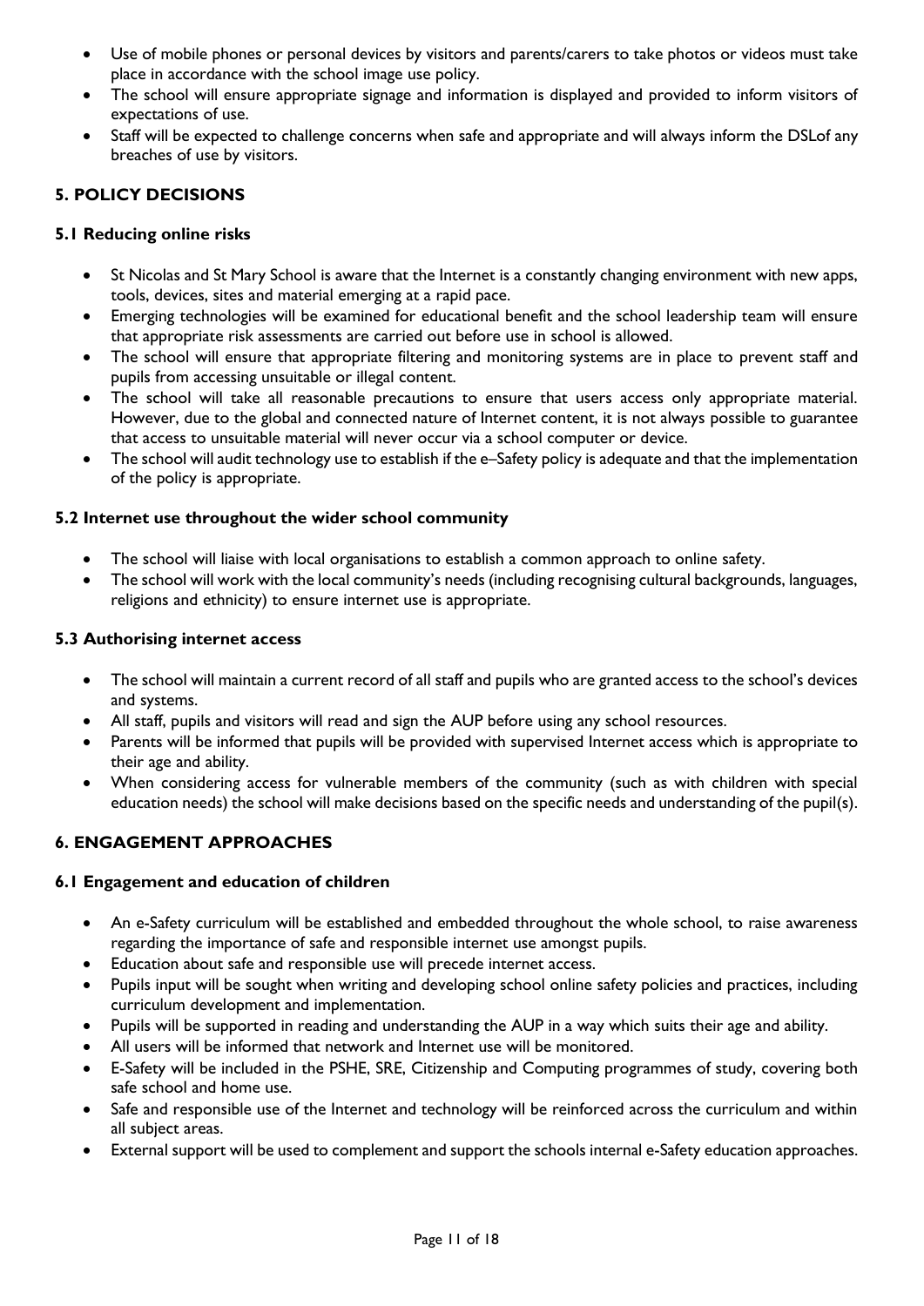- Use of mobile phones or personal devices by visitors and parents/carers to take photos or videos must take place in accordance with the school image use policy.
- The school will ensure appropriate signage and information is displayed and provided to inform visitors of expectations of use.
- Staff will be expected to challenge concerns when safe and appropriate and will always inform the DSLof any breaches of use by visitors.

## 5. POLICY DECISIONS

### 5.1 Reducing online risks

- St Nicolas and St Mary School is aware that the Internet is a constantly changing environment with new apps, tools, devices, sites and material emerging at a rapid pace.
- Emerging technologies will be examined for educational benefit and the school leadership team will ensure that appropriate risk assessments are carried out before use in school is allowed.
- The school will ensure that appropriate filtering and monitoring systems are in place to prevent staff and pupils from accessing unsuitable or illegal content.
- The school will take all reasonable precautions to ensure that users access only appropriate material. However, due to the global and connected nature of Internet content, it is not always possible to guarantee that access to unsuitable material will never occur via a school computer or device.
- The school will audit technology use to establish if the e–Safety policy is adequate and that the implementation of the policy is appropriate.

### 5.2 Internet use throughout the wider school community

- The school will liaise with local organisations to establish a common approach to online safety.
- The school will work with the local community's needs (including recognising cultural backgrounds, languages, religions and ethnicity) to ensure internet use is appropriate.

### 5.3 Authorising internet access

- The school will maintain a current record of all staff and pupils who are granted access to the school's devices and systems.
- All staff, pupils and visitors will read and sign the AUP before using any school resources.
- Parents will be informed that pupils will be provided with supervised Internet access which is appropriate to their age and ability.
- When considering access for vulnerable members of the community (such as with children with special education needs) the school will make decisions based on the specific needs and understanding of the pupil(s).

## 6. ENGAGEMENT APPROACHES

### 6.1 Engagement and education of children

- An e-Safety curriculum will be established and embedded throughout the whole school, to raise awareness regarding the importance of safe and responsible internet use amongst pupils.
- Education about safe and responsible use will precede internet access.
- Pupils input will be sought when writing and developing school online safety policies and practices, including curriculum development and implementation.
- Pupils will be supported in reading and understanding the AUP in a way which suits their age and ability.
- All users will be informed that network and Internet use will be monitored.
- E-Safety will be included in the PSHE, SRE, Citizenship and Computing programmes of study, covering both safe school and home use.
- Safe and responsible use of the Internet and technology will be reinforced across the curriculum and within all subject areas.
- External support will be used to complement and support the schools internal e-Safety education approaches.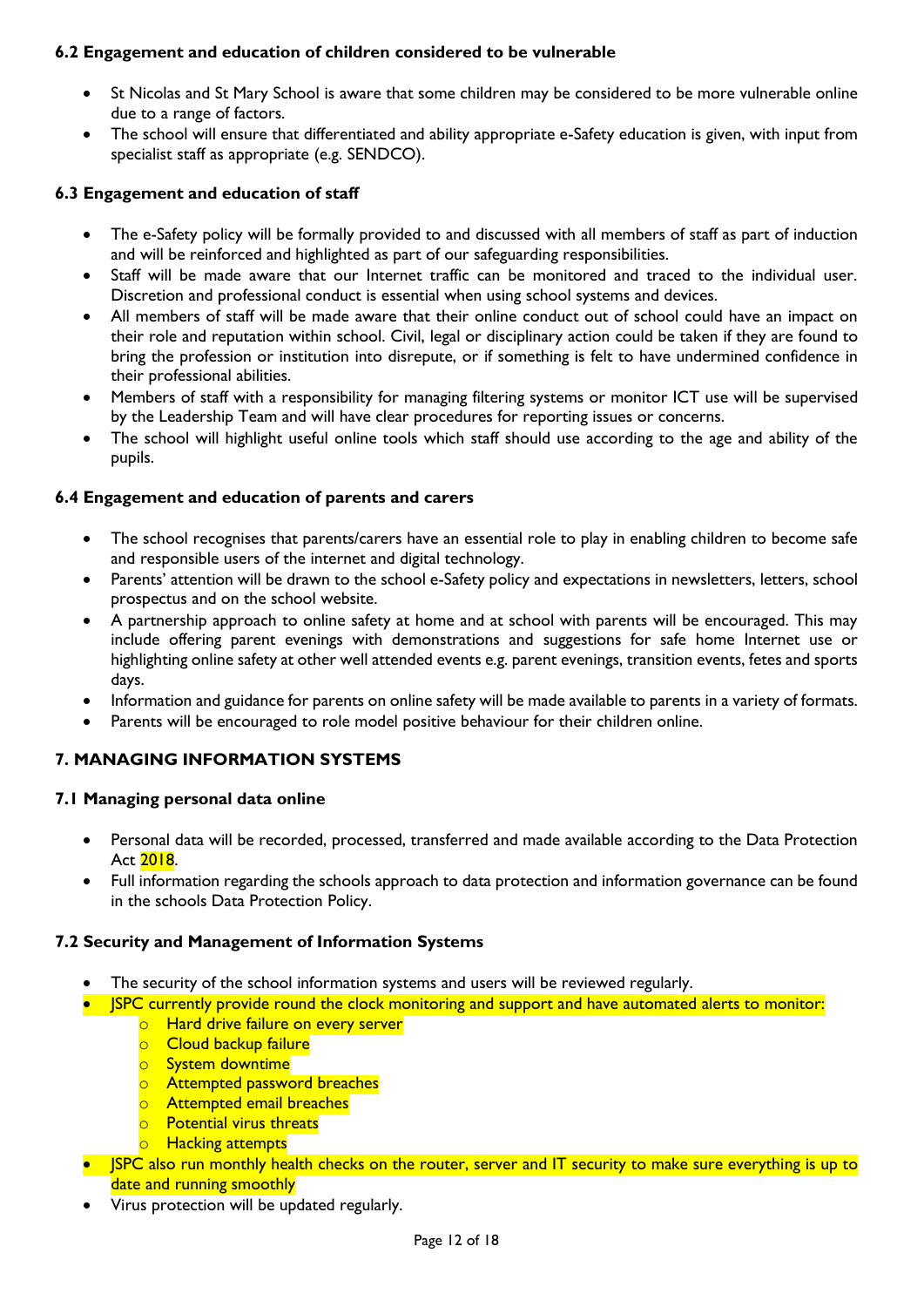### 6.2 Engagement and education of children considered to be vulnerable

- St Nicolas and St Mary School is aware that some children may be considered to be more vulnerable online due to a range of factors.
- The school will ensure that differentiated and ability appropriate e-Safety education is given, with input from specialist staff as appropriate (e.g. SENDCO).

### 6.3 Engagement and education of staff

- The e-Safety policy will be formally provided to and discussed with all members of staff as part of induction and will be reinforced and highlighted as part of our safeguarding responsibilities.
- Staff will be made aware that our Internet traffic can be monitored and traced to the individual user. Discretion and professional conduct is essential when using school systems and devices.
- All members of staff will be made aware that their online conduct out of school could have an impact on their role and reputation within school. Civil, legal or disciplinary action could be taken if they are found to bring the profession or institution into disrepute, or if something is felt to have undermined confidence in their professional abilities.
- Members of staff with a responsibility for managing filtering systems or monitor ICT use will be supervised by the Leadership Team and will have clear procedures for reporting issues or concerns.
- The school will highlight useful online tools which staff should use according to the age and ability of the pupils.

### 6.4 Engagement and education of parents and carers

- The school recognises that parents/carers have an essential role to play in enabling children to become safe and responsible users of the internet and digital technology.
- Parents' attention will be drawn to the school e-Safety policy and expectations in newsletters, letters, school prospectus and on the school website.
- A partnership approach to online safety at home and at school with parents will be encouraged. This may include offering parent evenings with demonstrations and suggestions for safe home Internet use or highlighting online safety at other well attended events e.g. parent evenings, transition events, fetes and sports days.
- Information and guidance for parents on online safety will be made available to parents in a variety of formats.
- Parents will be encouraged to role model positive behaviour for their children online.

## 7. MANAGING INFORMATION SYSTEMS

### 7.1 Managing personal data online

- Personal data will be recorded, processed, transferred and made available according to the Data Protection Act 2018.
- Full information regarding the schools approach to data protection and information governance can be found in the schools Data Protection Policy.

### 7.2 Security and Management of Information Systems

- The security of the school information systems and users will be reviewed regularly.
- JSPC currently provide round the clock monitoring and support and have automated alerts to monitor:
  - Hard drive failure on every server
  - Cloud backup failure
  - System downtime
  - Attempted password breaches
  - Attempted email breaches
  - Potential virus threats
  - Hacking attempts
- JSPC also run monthly health checks on the router, server and IT security to make sure everything is up to date and running smoothly
- Virus protection will be updated regularly.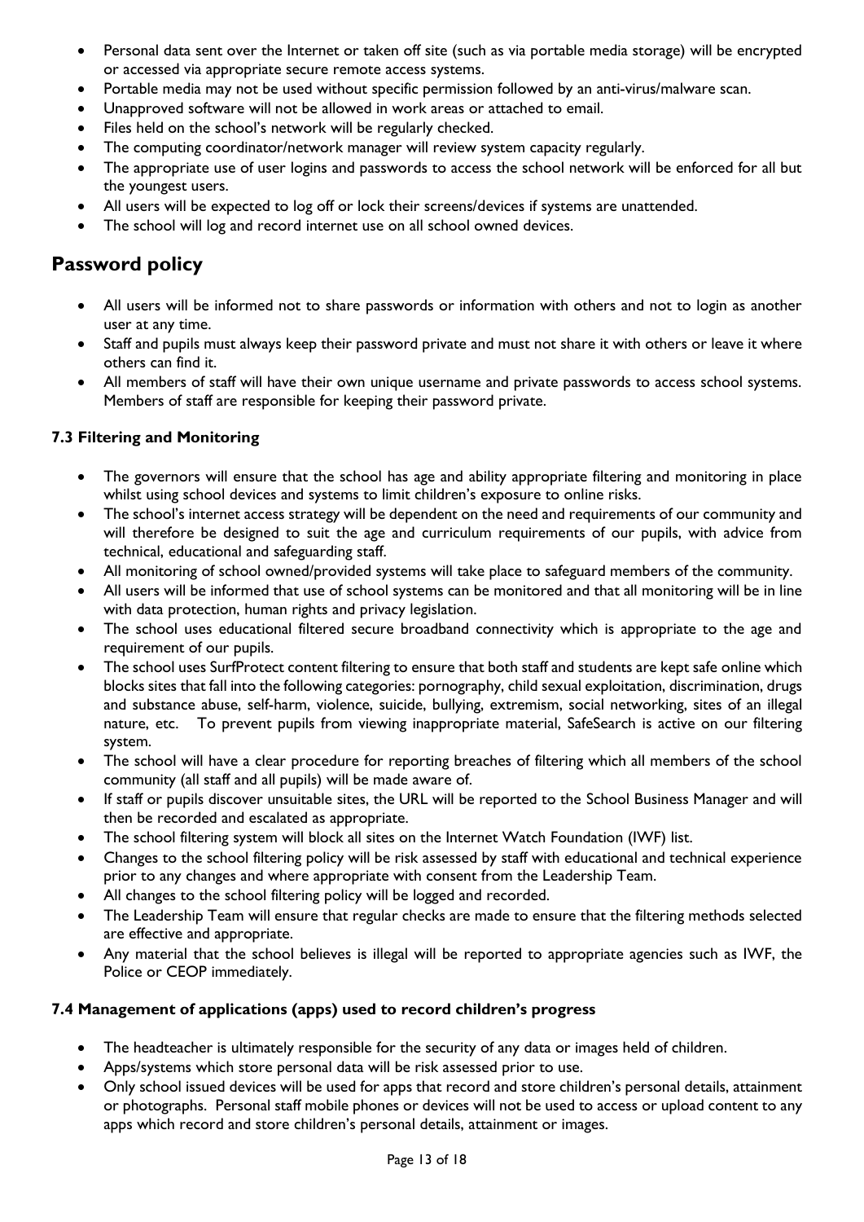- Personal data sent over the Internet or taken off site (such as via portable media storage) will be encrypted or accessed via appropriate secure remote access systems.
- Portable media may not be used without specific permission followed by an anti-virus/malware scan.
- Unapproved software will not be allowed in work areas or attached to email.
- Files held on the school's network will be regularly checked.
- The computing coordinator/network manager will review system capacity regularly.
- The appropriate use of user logins and passwords to access the school network will be enforced for all but the youngest users.
- All users will be expected to log off or lock their screens/devices if systems are unattended.
- The school will log and record internet use on all school owned devices.

## Password policy

- All users will be informed not to share passwords or information with others and not to login as another user at any time.
- Staff and pupils must always keep their password private and must not share it with others or leave it where others can find it.
- All members of staff will have their own unique username and private passwords to access school systems. Members of staff are responsible for keeping their password private.

### 7.3 Filtering and Monitoring

- The governors will ensure that the school has age and ability appropriate filtering and monitoring in place whilst using school devices and systems to limit children's exposure to online risks.
- The school's internet access strategy will be dependent on the need and requirements of our community and will therefore be designed to suit the age and curriculum requirements of our pupils, with advice from technical, educational and safeguarding staff.
- All monitoring of school owned/provided systems will take place to safeguard members of the community.
- All users will be informed that use of school systems can be monitored and that all monitoring will be in line with data protection, human rights and privacy legislation.
- The school uses educational filtered secure broadband connectivity which is appropriate to the age and requirement of our pupils.
- The school uses SurfProtect content filtering to ensure that both staff and students are kept safe online which blocks sites that fall into the following categories: pornography, child sexual exploitation, discrimination, drugs and substance abuse, self-harm, violence, suicide, bullying, extremism, social networking, sites of an illegal nature, etc. To prevent pupils from viewing inappropriate material, SafeSearch is active on our filtering system.
- The school will have a clear procedure for reporting breaches of filtering which all members of the school community (all staff and all pupils) will be made aware of.
- If staff or pupils discover unsuitable sites, the URL will be reported to the School Business Manager and will then be recorded and escalated as appropriate.
- The school filtering system will block all sites on the Internet Watch Foundation (IWF) list.
- Changes to the school filtering policy will be risk assessed by staff with educational and technical experience prior to any changes and where appropriate with consent from the Leadership Team.
- All changes to the school filtering policy will be logged and recorded.
- The Leadership Team will ensure that regular checks are made to ensure that the filtering methods selected are effective and appropriate.
- Any material that the school believes is illegal will be reported to appropriate agencies such as IWF, the Police or CEOP immediately.

### 7.4 Management of applications (apps) used to record children's progress

- The headteacher is ultimately responsible for the security of any data or images held of children.
- Apps/systems which store personal data will be risk assessed prior to use.
- Only school issued devices will be used for apps that record and store children's personal details, attainment or photographs. Personal staff mobile phones or devices will not be used to access or upload content to any apps which record and store children's personal details, attainment or images.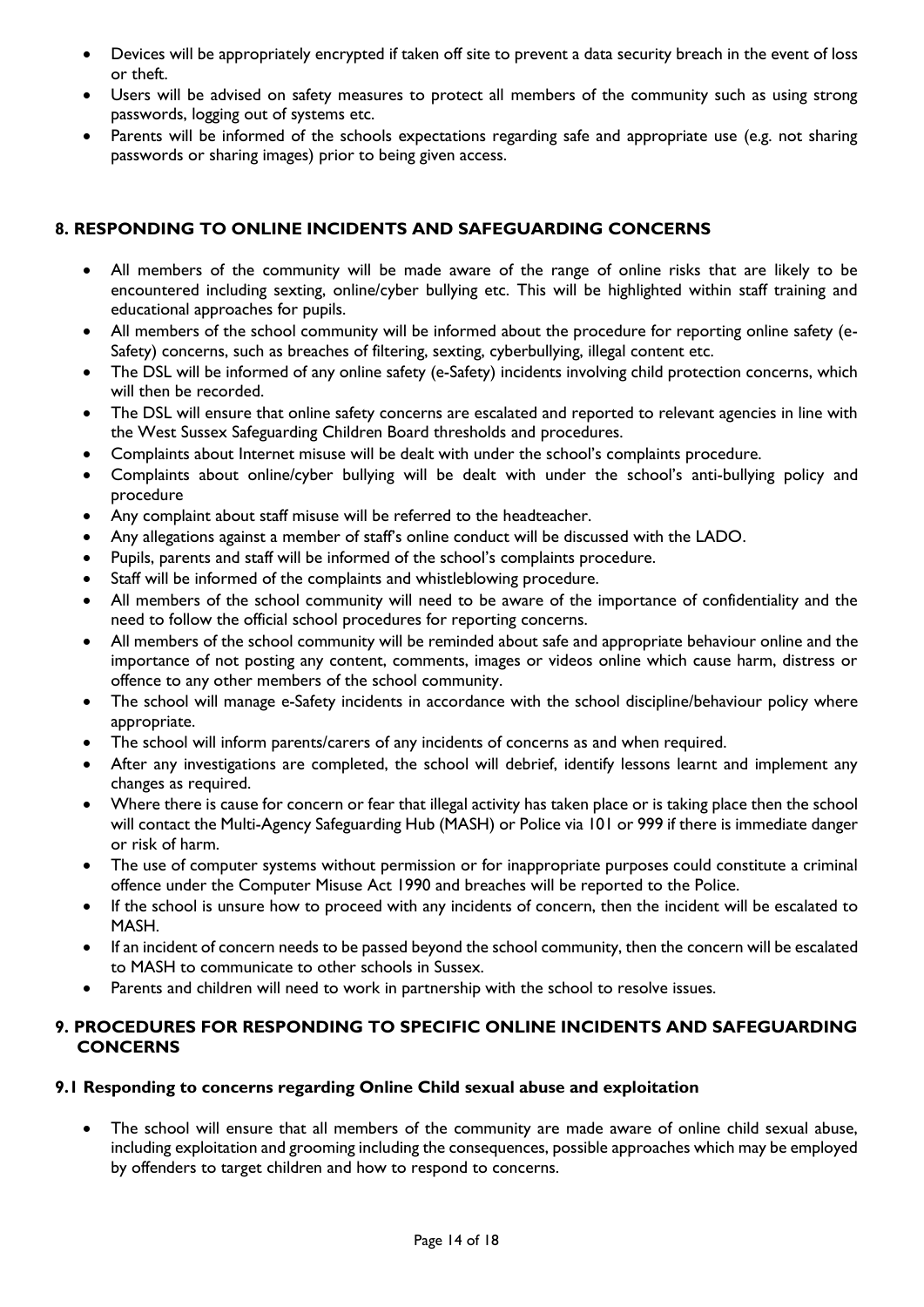- Devices will be appropriately encrypted if taken off site to prevent a data security breach in the event of loss or theft.
- Users will be advised on safety measures to protect all members of the community such as using strong passwords, logging out of systems etc.
- Parents will be informed of the schools expectations regarding safe and appropriate use (e.g. not sharing passwords or sharing images) prior to being given access.

## 8. RESPONDING TO ONLINE INCIDENTS AND SAFEGUARDING CONCERNS

- All members of the community will be made aware of the range of online risks that are likely to be encountered including sexting, online/cyber bullying etc. This will be highlighted within staff training and educational approaches for pupils.
- All members of the school community will be informed about the procedure for reporting online safety (e-Safety) concerns, such as breaches of filtering, sexting, cyberbullying, illegal content etc.
- The DSL will be informed of any online safety (e-Safety) incidents involving child protection concerns, which will then be recorded.
- The DSL will ensure that online safety concerns are escalated and reported to relevant agencies in line with the West Sussex Safeguarding Children Board thresholds and procedures.
- Complaints about Internet misuse will be dealt with under the school's complaints procedure.
- Complaints about online/cyber bullying will be dealt with under the school's anti-bullying policy and procedure
- Any complaint about staff misuse will be referred to the headteacher.
- Any allegations against a member of staff's online conduct will be discussed with the LADO.
- Pupils, parents and staff will be informed of the school's complaints procedure.
- Staff will be informed of the complaints and whistleblowing procedure.
- All members of the school community will need to be aware of the importance of confidentiality and the need to follow the official school procedures for reporting concerns.
- All members of the school community will be reminded about safe and appropriate behaviour online and the importance of not posting any content, comments, images or videos online which cause harm, distress or offence to any other members of the school community.
- The school will manage e-Safety incidents in accordance with the school discipline/behaviour policy where appropriate.
- The school will inform parents/carers of any incidents of concerns as and when required.
- After any investigations are completed, the school will debrief, identify lessons learnt and implement any changes as required.
- Where there is cause for concern or fear that illegal activity has taken place or is taking place then the school will contact the Multi-Agency Safeguarding Hub (MASH) or Police via 101 or 999 if there is immediate danger or risk of harm.
- The use of computer systems without permission or for inappropriate purposes could constitute a criminal offence under the Computer Misuse Act 1990 and breaches will be reported to the Police.
- If the school is unsure how to proceed with any incidents of concern, then the incident will be escalated to MASH.
- If an incident of concern needs to be passed beyond the school community, then the concern will be escalated to MASH to communicate to other schools in Sussex.
- Parents and children will need to work in partnership with the school to resolve issues.

## 9. PROCEDURES FOR RESPONDING TO SPECIFIC ONLINE INCIDENTS AND SAFEGUARDING CONCERNS

### 9.1 Responding to concerns regarding Online Child sexual abuse and exploitation

- The school will ensure that all members of the community are made aware of online child sexual abuse, including exploitation and grooming including the consequences, possible approaches which may be employed by offenders to target children and how to respond to concerns.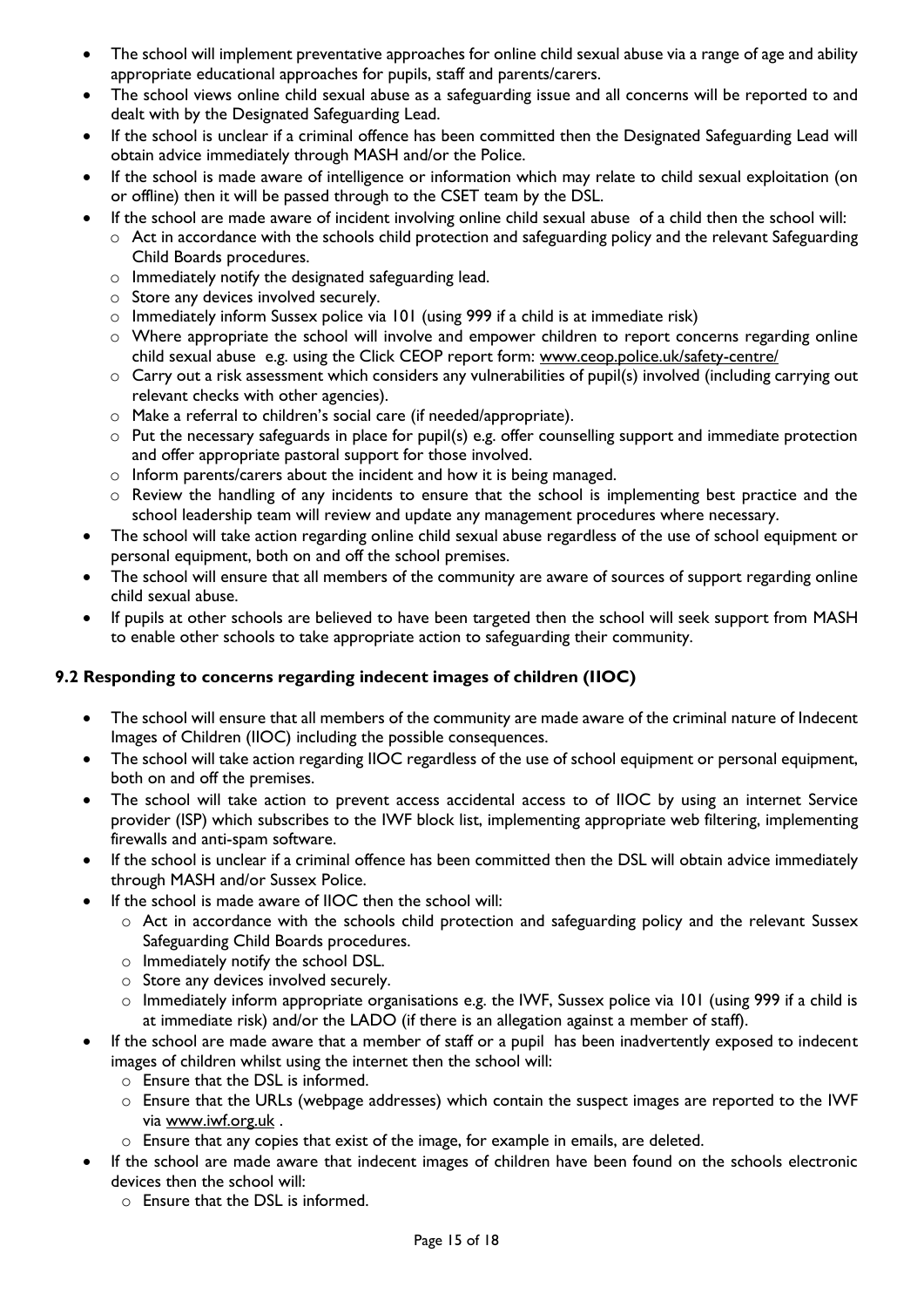- The school will implement preventative approaches for online child sexual abuse via a range of age and ability appropriate educational approaches for pupils, staff and parents/carers.
- The school views online child sexual abuse as a safeguarding issue and all concerns will be reported to and dealt with by the Designated Safeguarding Lead.
- If the school is unclear if a criminal offence has been committed then the Designated Safeguarding Lead will obtain advice immediately through MASH and/or the Police.
- If the school is made aware of intelligence or information which may relate to child sexual exploitation (on or offline) then it will be passed through to the CSET team by the DSL.
- If the school are made aware of incident involving online child sexual abuse of a child then the school will:
  - Act in accordance with the schools child protection and safeguarding policy and the relevant Safeguarding Child Boards procedures.
  - Immediately notify the designated safeguarding lead.
  - Store any devices involved securely.
  - Immediately inform Sussex police via 101 (using 999 if a child is at immediate risk)
  - Where appropriate the school will involve and empower children to report concerns regarding online child sexual abuse e.g. using the Click CEOP report form: www.ceop.police.uk/safety-centre/
  - Carry out a risk assessment which considers any vulnerabilities of pupil(s) involved (including carrying out relevant checks with other agencies).
  - Make a referral to children's social care (if needed/appropriate).
  - Put the necessary safeguards in place for pupil(s) e.g. offer counselling support and immediate protection and offer appropriate pastoral support for those involved.
  - Inform parents/carers about the incident and how it is being managed.
  - Review the handling of any incidents to ensure that the school is implementing best practice and the school leadership team will review and update any management procedures where necessary.
- The school will take action regarding online child sexual abuse regardless of the use of school equipment or personal equipment, both on and off the school premises.
- The school will ensure that all members of the community are aware of sources of support regarding online child sexual abuse.
- If pupils at other schools are believed to have been targeted then the school will seek support from MASH to enable other schools to take appropriate action to safeguarding their community.

### 9.2 Responding to concerns regarding indecent images of children (IIOC)

- The school will ensure that all members of the community are made aware of the criminal nature of Indecent Images of Children (IIOC) including the possible consequences.
- The school will take action regarding IIOC regardless of the use of school equipment or personal equipment, both on and off the premises.
- The school will take action to prevent access accidental access to of IIOC by using an internet Service provider (ISP) which subscribes to the IWF block list, implementing appropriate web filtering, implementing firewalls and anti-spam software.
- If the school is unclear if a criminal offence has been committed then the DSL will obtain advice immediately through MASH and/or Sussex Police.
- If the school is made aware of IIOC then the school will:
  - Act in accordance with the schools child protection and safeguarding policy and the relevant Sussex Safeguarding Child Boards procedures.
  - Immediately notify the school DSL.
  - Store any devices involved securely.
  - Immediately inform appropriate organisations e.g. the IWF, Sussex police via 101 (using 999 if a child is at immediate risk) and/or the LADO (if there is an allegation against a member of staff).
- If the school are made aware that a member of staff or a pupil has been inadvertently exposed to indecent images of children whilst using the internet then the school will:
  - Ensure that the DSL is informed.
  - Ensure that the URLs (webpage addresses) which contain the suspect images are reported to the IWF via www.iwf.org.uk .
  - Ensure that any copies that exist of the image, for example in emails, are deleted.
- If the school are made aware that indecent images of children have been found on the schools electronic devices then the school will:
  - Ensure that the DSL is informed.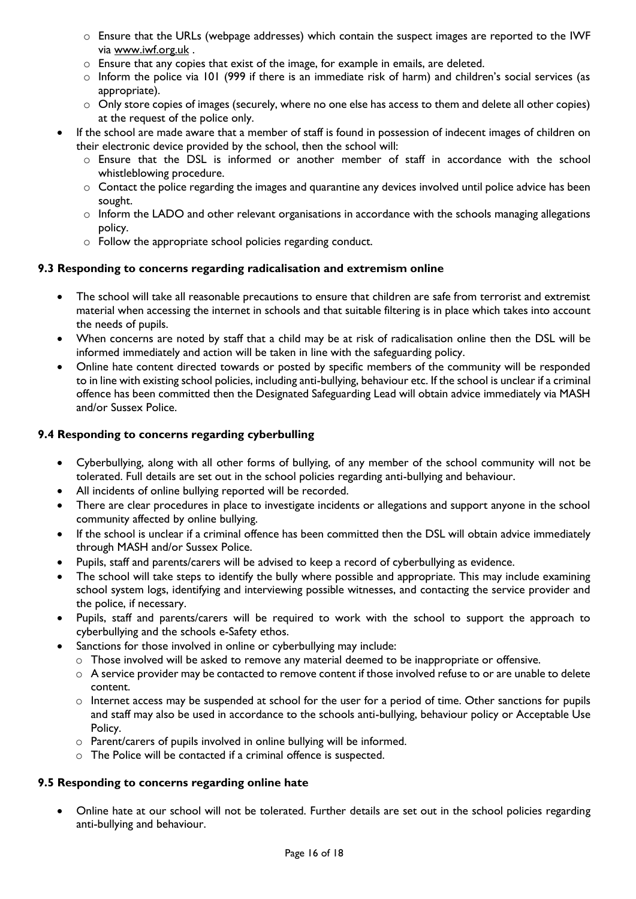- Ensure that the URLs (webpage addresses) which contain the suspect images are reported to the IWF via www.iwf.org.uk .
  - Ensure that any copies that exist of the image, for example in emails, are deleted.
  - Inform the police via 101 (999 if there is an immediate risk of harm) and children's social services (as appropriate).
  - Only store copies of images (securely, where no one else has access to them and delete all other copies) at the request of the police only.
- If the school are made aware that a member of staff is found in possession of indecent images of children on their electronic device provided by the school, then the school will:
  - Ensure that the DSL is informed or another member of staff in accordance with the school whistleblowing procedure.
  - Contact the police regarding the images and quarantine any devices involved until police advice has been sought.
  - Inform the LADO and other relevant organisations in accordance with the schools managing allegations policy.
  - Follow the appropriate school policies regarding conduct.

**9.3 Responding to concerns regarding radicalisation and extremism online**

- The school will take all reasonable precautions to ensure that children are safe from terrorist and extremist material when accessing the internet in schools and that suitable filtering is in place which takes into account the needs of pupils.
- When concerns are noted by staff that a child may be at risk of radicalisation online then the DSL will be informed immediately and action will be taken in line with the safeguarding policy.
- Online hate content directed towards or posted by specific members of the community will be responded to in line with existing school policies, including anti-bullying, behaviour etc. If the school is unclear if a criminal offence has been committed then the Designated Safeguarding Lead will obtain advice immediately via MASH and/or Sussex Police.

**9.4 Responding to concerns regarding cyberbulling**

- Cyberbullying, along with all other forms of bullying, of any member of the school community will not be tolerated. Full details are set out in the school policies regarding anti-bullying and behaviour.
- All incidents of online bullying reported will be recorded.
- There are clear procedures in place to investigate incidents or allegations and support anyone in the school community affected by online bullying.
- If the school is unclear if a criminal offence has been committed then the DSL will obtain advice immediately through MASH and/or Sussex Police.
- Pupils, staff and parents/carers will be advised to keep a record of cyberbullying as evidence.
- The school will take steps to identify the bully where possible and appropriate. This may include examining school system logs, identifying and interviewing possible witnesses, and contacting the service provider and the police, if necessary.
- Pupils, staff and parents/carers will be required to work with the school to support the approach to cyberbullying and the schools e-Safety ethos.
- Sanctions for those involved in online or cyberbullying may include:
  - Those involved will be asked to remove any material deemed to be inappropriate or offensive.
  - A service provider may be contacted to remove content if those involved refuse to or are unable to delete content.
  - Internet access may be suspended at school for the user for a period of time. Other sanctions for pupils and staff may also be used in accordance to the schools anti-bullying, behaviour policy or Acceptable Use Policy.
  - Parent/carers of pupils involved in online bullying will be informed.
  - The Police will be contacted if a criminal offence is suspected.

**9.5 Responding to concerns regarding online hate**

- Online hate at our school will not be tolerated. Further details are set out in the school policies regarding anti-bullying and behaviour.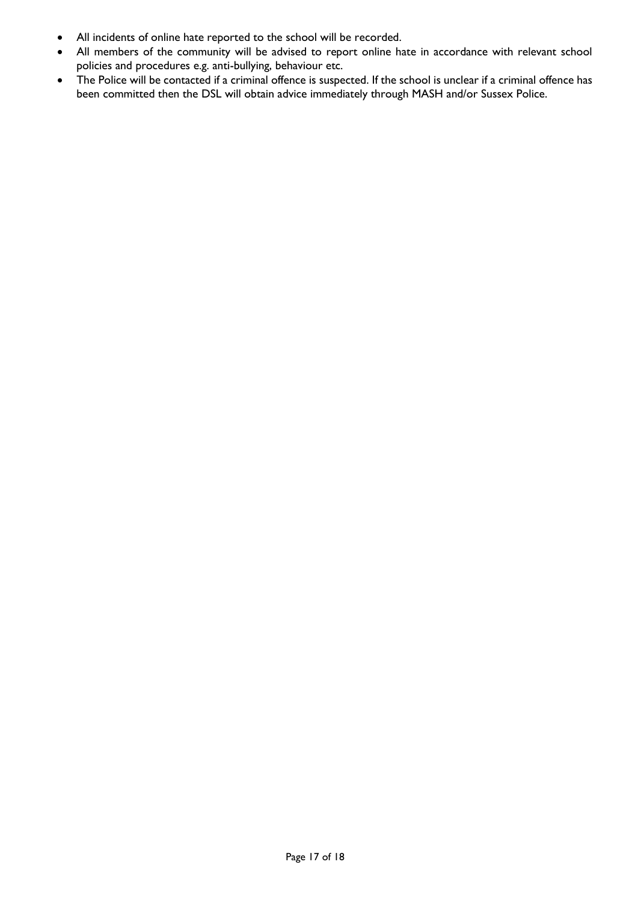- All incidents of online hate reported to the school will be recorded.
- All members of the community will be advised to report online hate in accordance with relevant school policies and procedures e.g. anti-bullying, behaviour etc.
- The Police will be contacted if a criminal offence is suspected. If the school is unclear if a criminal offence has been committed then the DSL will obtain advice immediately through MASH and/or Sussex Police.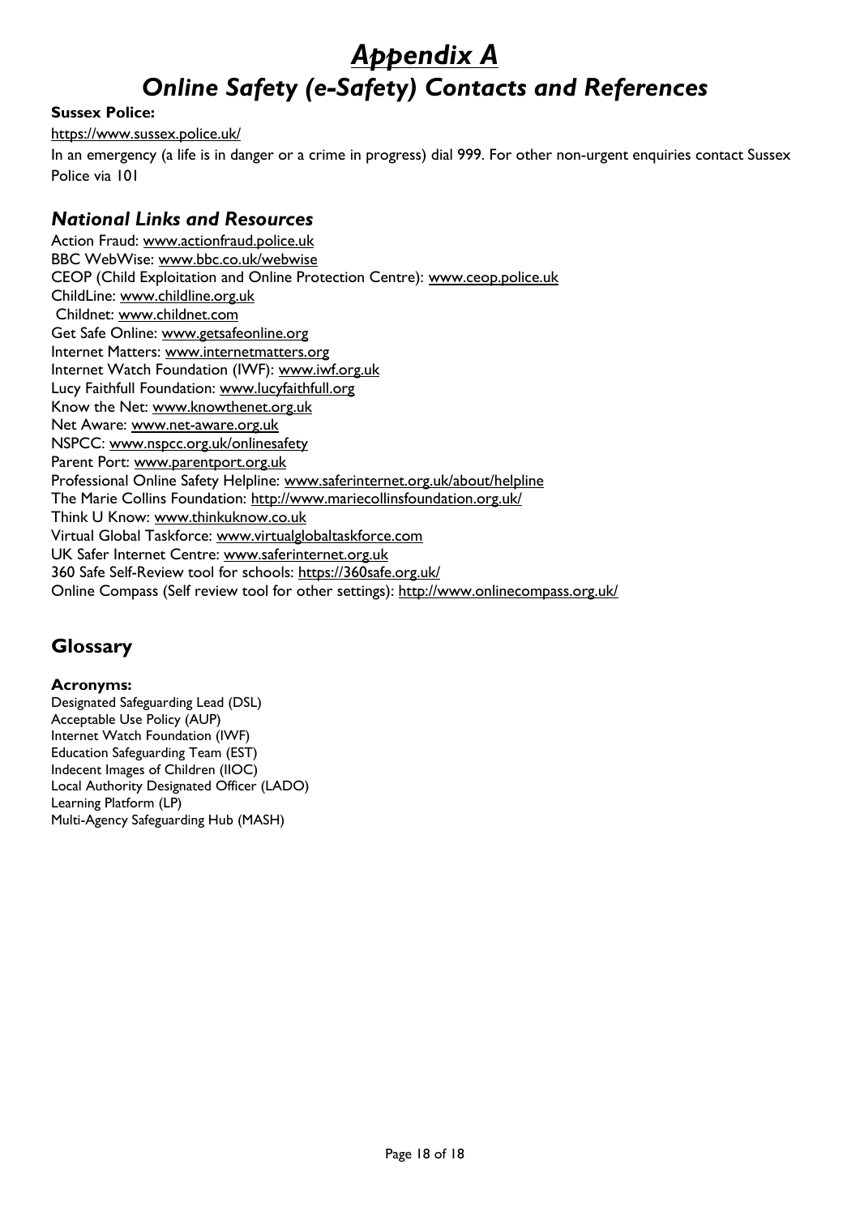# *Appendix A*

## *Online Safety (e-Safety) Contacts and References*

**Sussex Police:**

https://www.sussex.police.uk/

In an emergency (a life is in danger or a crime in progress) dial 999. For other non-urgent enquiries contact Sussex Police via 101

### *National Links and Resources*

Action Fraud: www.actionfraud.police.uk
BBC WebWise: www.bbc.co.uk/webwise
CEOP (Child Exploitation and Online Protection Centre): www.ceop.police.uk
ChildLine: www.childline.org.uk
Childnet: www.childnet.com
Get Safe Online: www.getsafeonline.org
Internet Matters: www.internetmatters.org
Internet Watch Foundation (IWF): www.iwf.org.uk
Lucy Faithfull Foundation: www.lucyfaithfull.org
Know the Net: www.knowthenet.org.uk
Net Aware: www.net-aware.org.uk
NSPCC: www.nspcc.org.uk/onlinesafety
Parent Port: www.parentport.org.uk
Professional Online Safety Helpline: www.saferinternet.org.uk/about/helpline
The Marie Collins Foundation: http://www.mariecollinsfoundation.org.uk/
Think U Know: www.thinkuknow.co.uk
Virtual Global Taskforce: www.virtualglobaltaskforce.com
UK Safer Internet Centre: www.saferinternet.org.uk
360 Safe Self-Review tool for schools: https://360safe.org.uk/
Online Compass (Self review tool for other settings): http://www.onlinecompass.org.uk/

## Glossary

**Acronyms:**

Designated Safeguarding Lead (DSL)
Acceptable Use Policy (AUP)
Internet Watch Foundation (IWF)
Education Safeguarding Team (EST)
Indecent Images of Children (IIOC)
Local Authority Designated Officer (LADO)
Learning Platform (LP)
Multi-Agency Safeguarding Hub (MASH)